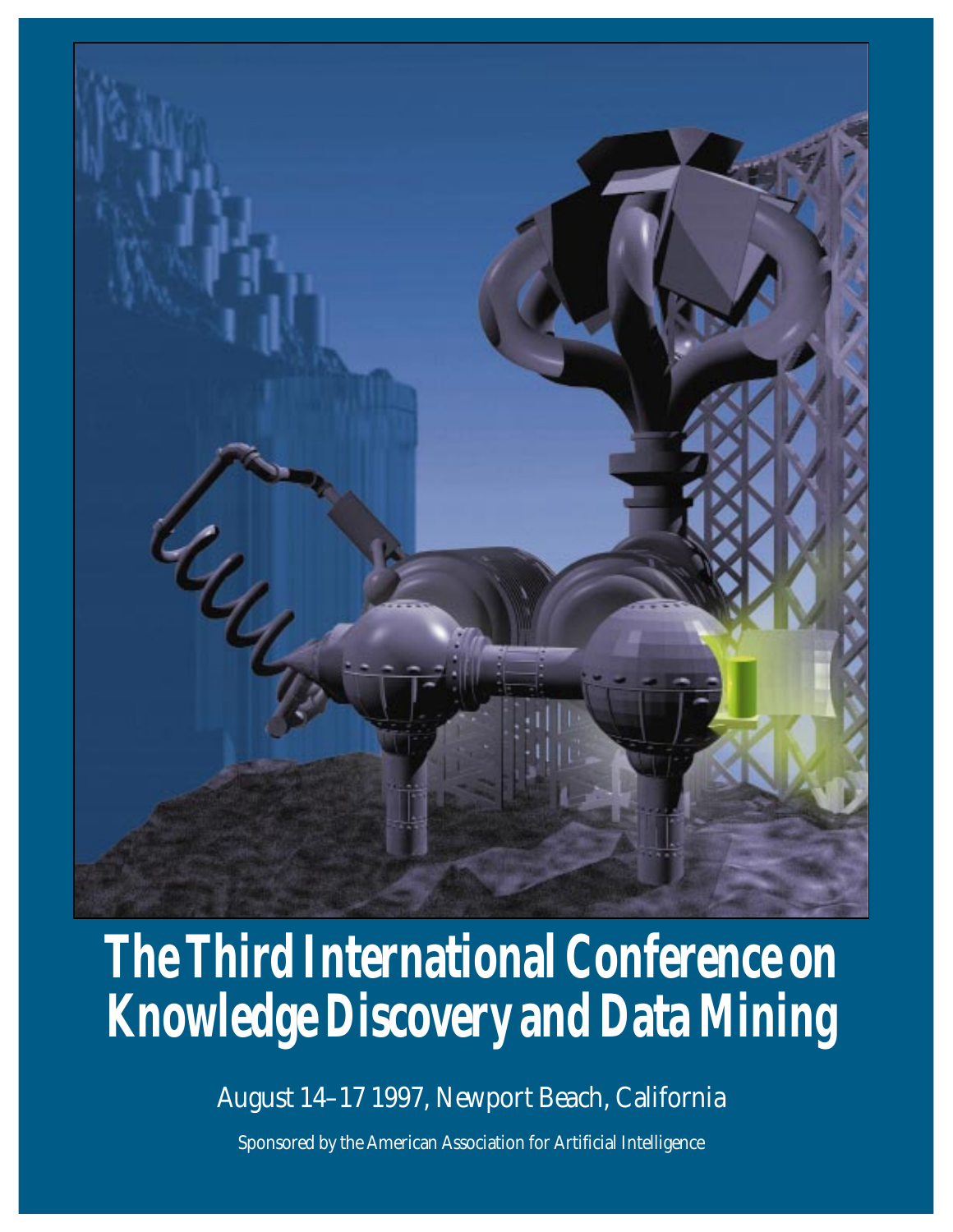# The Third International Conference on Knowledge Discovery and Data Mining

August 14–17 1997, Newport Beach, California

*Sponsored by the American Association for Artificial Intelligence*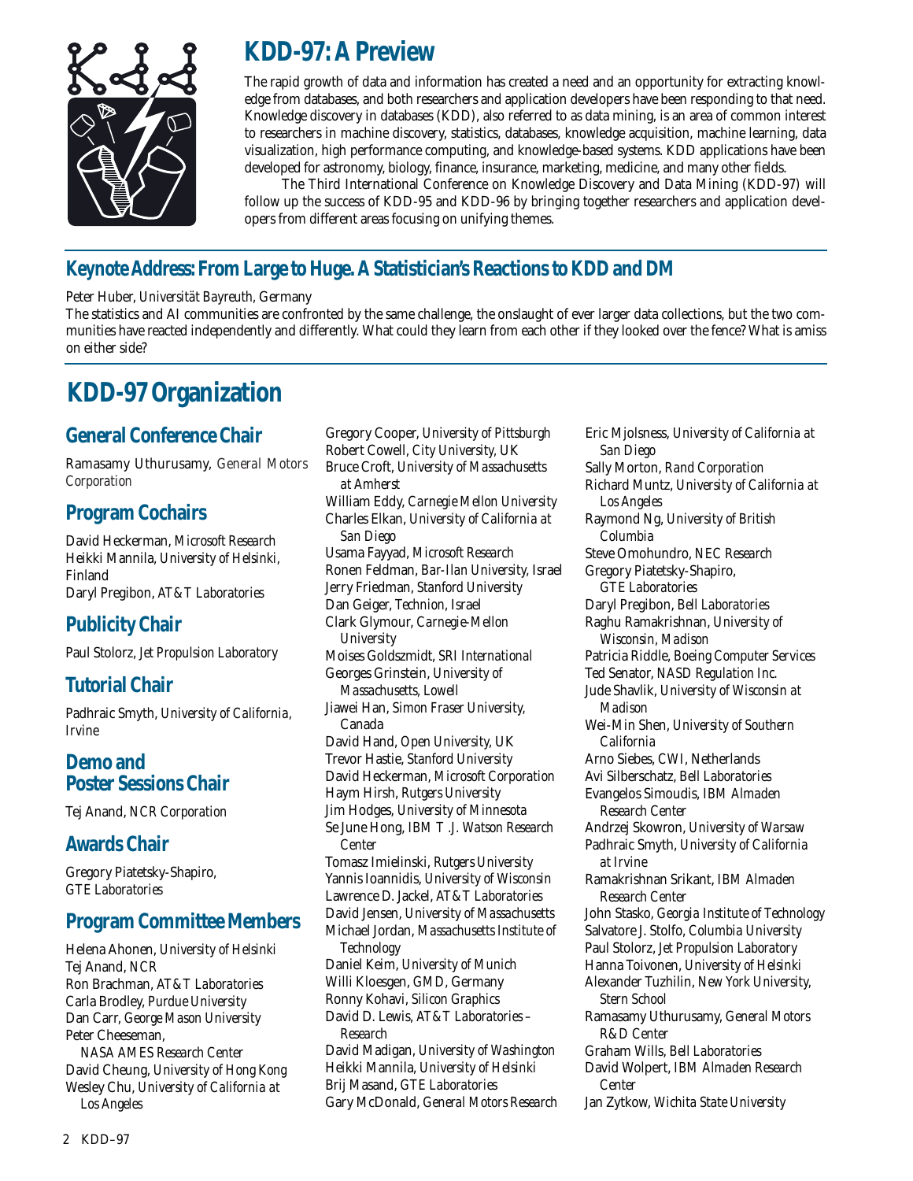# KDD-97: A Preview

The rapid growth of data and information has created a need and an opportunity for extracting knowledge from databases, and both researchers and application developers have been responding to that need. Knowledge discovery in databases (KDD), also referred to as data mining, is an area of common interest to researchers in machine discovery, statistics, databases, knowledge acquisition, machine learning, data visualization, high performance computing, and knowledge-based systems. KDD applications have been developed for astronomy, biology, finance, insurance, marketing, medicine, and many other fields.

The Third International Conference on Knowledge Discovery and Data Mining (KDD-97) will follow up the success of KDD-95 and KDD-96 by bringing together researchers and application developers from different areas focusing on unifying themes.

## Keynote Address: From Large to Huge. A Statistician's Reactions to KDD and DM

Peter Huber, *Universität Bayreuth*, Germany

The statistics and AI communities are confronted by the same challenge, the onslaught of ever larger data collections, but the two communities have reacted independently and differently. What could they learn from each other if they looked over the fence? What is amiss on either side?

# KDD-97 Organization

## General Conference Chair

Ramasamy Uthurusamy, *General Motors Corporation*

## Program Cochairs

David Heckerman, *Microsoft Research*
Heikki Mannila, *University of Helsinki, Finland*
Daryl Pregibon, *AT&T Laboratories*

## Publicity Chair

Paul Stolorz, *Jet Propulsion Laboratory*

## Tutorial Chair

Padhraic Smyth, *University of California, Irvine*

## Demo and Poster Sessions Chair

Tej Anand, *NCR Corporation*

## Awards Chair

Gregory Piatetsky-Shapiro, *GTE Laboratories*

## Program Committee Members

Helena Ahonen, *University of Helsinki*
Tej Anand, *NCR*
Ron Brachman, *AT&T Laboratories*
Carla Brodley, *Purdue University*
Dan Carr, *George Mason University*
Peter Cheeseman, *NASA AMES Research Center*
David Cheung, *University of Hong Kong*
Wesley Chu, *University of California at Los Angeles*
Gregory Cooper, *University of Pittsburgh*
Robert Cowell, *City University, UK*
Bruce Croft, *University of Massachusetts at Amherst*
William Eddy, *Carnegie Mellon University*
Charles Elkan, *University of California at San Diego*
Usama Fayyad, *Microsoft Research*
Ronen Feldman, *Bar-Ilan University, Israel*
Jerry Friedman, *Stanford University*
Dan Geiger, *Technion, Israel*
Clark Glymour, *Carnegie-Mellon University*
Moises Goldszmidt, *SRI International*
Georges Grinstein, *University of Massachusetts, Lowell*
Jiawei Han, *Simon Fraser University, Canada*
David Hand, *Open University, UK*
Trevor Hastie, *Stanford University*
David Heckerman, *Microsoft Corporation*
Haym Hirsh, *Rutgers University*
Jim Hodges, *University of Minnesota*
Se June Hong, *IBM T .J. Watson Research Center*
Tomasz Imielinski, *Rutgers University*
Yannis Ioannidis, *University of Wisconsin*
Lawrence D. Jackel, *AT&T Laboratories*
David Jensen, *University of Massachusetts*
Michael Jordan, *Massachusetts Institute of Technology*
Daniel Keim, *University of Munich*
Willi Kloesgen, *GMD, Germany*
Ronny Kohavi, *Silicon Graphics*
David D. Lewis, *AT&T Laboratories – Research*
David Madigan, *University of Washington*
Heikki Mannila, *University of Helsinki*
Brij Masand, *GTE Laboratories*
Gary McDonald, *General Motors Research*
Eric Mjolsness, *University of California at San Diego*
Sally Morton, *Rand Corporation*
Richard Muntz, *University of California at Los Angeles*
Raymond Ng, *University of British Columbia*
Steve Omohundro, *NEC Research*
Gregory Piatetsky-Shapiro, *GTE Laboratories*
Daryl Pregibon, *Bell Laboratories*
Raghu Ramakrishnan, *University of Wisconsin, Madison*
Patricia Riddle, *Boeing Computer Services*
Ted Senator, *NASD Regulation Inc.*
Jude Shavlik, *University of Wisconsin at Madison*
Wei-Min Shen, *University of Southern California*
Arno Siebes, *CWI, Netherlands*
Avi Silberschatz, *Bell Laboratories*
Evangelos Simoudis, *IBM Almaden Research Center*
Andrzej Skowron, *University of Warsaw*
Padhraic Smyth, *University of California at Irvine*
Ramakrishnan Srikant, *IBM Almaden Research Center*
John Stasko, *Georgia Institute of Technology*
Salvatore J. Stolfo, *Columbia University*
Paul Stolorz, *Jet Propulsion Laboratory*
Hanna Toivonen, *University of Helsinki*
Alexander Tuzhilin, *New York University, Stern School*
Ramasamy Uthurusamy, *General Motors R&D Center*
Graham Wills, *Bell Laboratories*
David Wolpert, *IBM Almaden Research Center*
Jan Zytkow, *Wichita State University*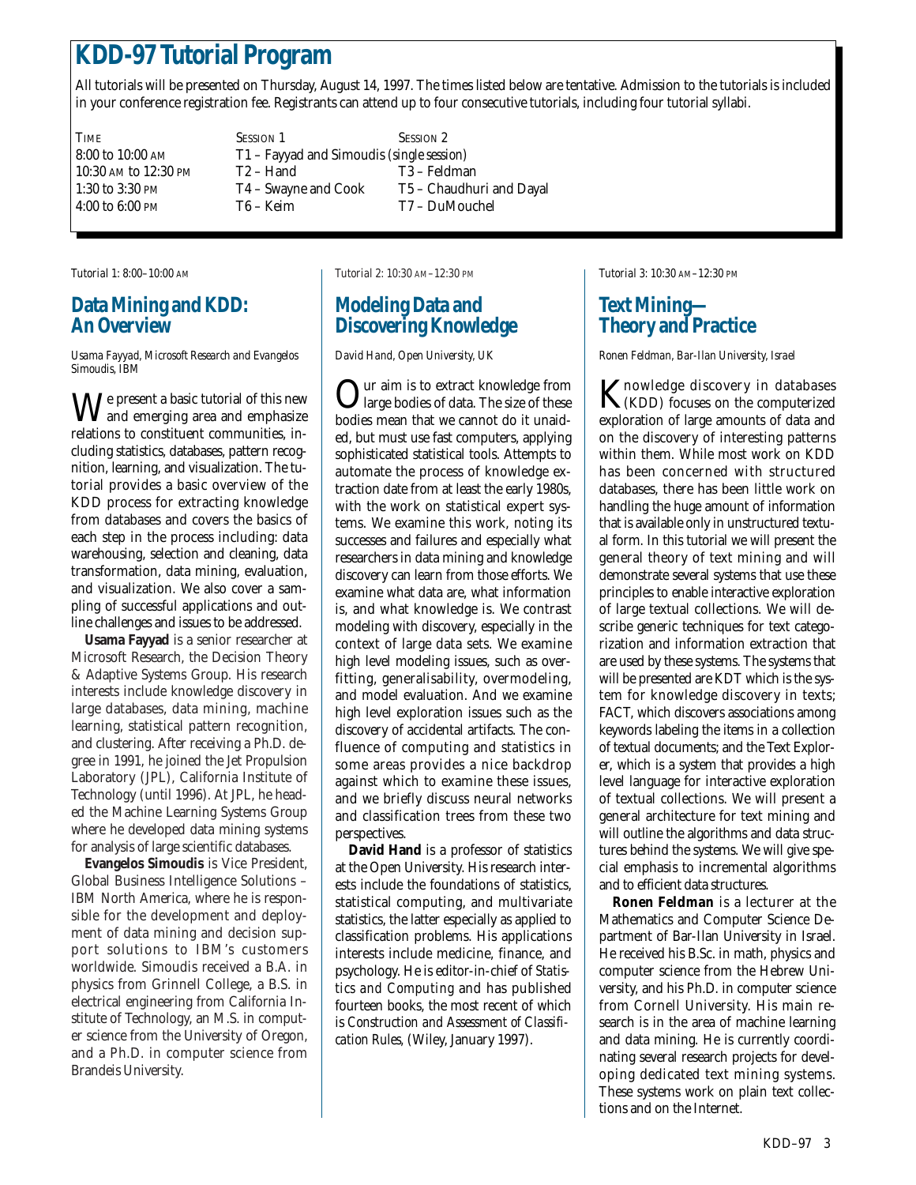# KDD-97 Tutorial Program

All tutorials will be presented on Thursday, August 14, 1997. The times listed below are tentative. Admission to the tutorials is included in your conference registration fee. Registrants can attend up to four consecutive tutorials, including four tutorial syllabi.

| TIME | SESSION 1 | SESSION 2 |
|---|---|---|
| 8:00 to 10:00 AM | T1 – Fayyad and Simoudis (single session) | |
| 10:30 AM to 12:30 PM | T2 – Hand | T3 – Feldman |
| 1:30 to 3:30 PM | T4 – Swayne and Cook | T5 – Chaudhuri and Dayal |
| 4:00 to 6:00 PM | T6 – Keim | T7 – DuMouchel |

*Tutorial 1: 8:00–10:00 AM*

## Data Mining and KDD: An Overview

*Usama Fayyad, Microsoft Research and Evangelos Simoudis, IBM*

We present a basic tutorial of this new and emerging area and emphasize relations to constituent communities, including statistics, databases, pattern recognition, learning, and visualization. The tutorial provides a basic overview of the KDD process for extracting knowledge from databases and covers the basics of each step in the process including: data warehousing, selection and cleaning, data transformation, data mining, evaluation, and visualization. We also cover a sampling of successful applications and outline challenges and issues to be addressed.

**Usama Fayyad** is a senior researcher at Microsoft Research, the Decision Theory & Adaptive Systems Group. His research interests include knowledge discovery in large databases, data mining, machine learning, statistical pattern recognition, and clustering. After receiving a Ph.D. degree in 1991, he joined the Jet Propulsion Laboratory (JPL), California Institute of Technology (until 1996). At JPL, he headed the Machine Learning Systems Group where he developed data mining systems for analysis of large scientific databases.

**Evangelos Simoudis** is Vice President, Global Business Intelligence Solutions – IBM North America, where he is responsible for the development and deployment of data mining and decision support solutions to IBM's customers worldwide. Simoudis received a B.A. in physics from Grinnell College, a B.S. in electrical engineering from California Institute of Technology, an M.S. in computer science from the University of Oregon, and a Ph.D. in computer science from Brandeis University.

*Tutorial 2: 10:30 AM–12:30 PM*

## Modeling Data and Discovering Knowledge

*David Hand, Open University, UK*

Our aim is to extract knowledge from large bodies of data. The size of these bodies mean that we cannot do it unaided, but must use fast computers, applying sophisticated statistical tools. Attempts to automate the process of knowledge extraction date from at least the early 1980s, with the work on statistical expert systems. We examine this work, noting its successes and failures and especially what researchers in data mining and knowledge discovery can learn from those efforts. We examine what data are, what information is, and what knowledge is. We contrast modeling with discovery, especially in the context of large data sets. We examine high level modeling issues, such as overfitting, generalisability, overmodeling, and model evaluation. And we examine high level exploration issues such as the discovery of accidental artifacts. The confluence of computing and statistics in some areas provides a nice backdrop against which to examine these issues, and we briefly discuss neural networks and classification trees from these two perspectives.

**David Hand** is a professor of statistics at the Open University. His research interests include the foundations of statistics, statistical computing, and multivariate statistics, the latter especially as applied to classification problems. His applications interests include medicine, finance, and psychology. He is editor-in-chief of *Statistics and Computing* and has published fourteen books, the most recent of which is *Construction and Assessment of Classification Rules*, (Wiley, January 1997).

*Tutorial 3: 10:30 AM–12:30 PM*

## Text Mining—Theory and Practice

*Ronen Feldman, Bar-Ilan University, Israel*

Knowledge discovery in databases (KDD) focuses on the computerized exploration of large amounts of data and on the discovery of interesting patterns within them. While most work on KDD has been concerned with structured databases, there has been little work on handling the huge amount of information that is available only in unstructured textual form. In this tutorial we will present the general theory of text mining and will demonstrate several systems that use these principles to enable interactive exploration of large textual collections. We will describe generic techniques for text categorization and information extraction that are used by these systems. The systems that will be presented are KDT which is the system for knowledge discovery in texts; FACT, which discovers associations among keywords labeling the items in a collection of textual documents; and the Text Explorer, which is a system that provides a high level language for interactive exploration of textual collections. We will present a general architecture for text mining and will outline the algorithms and data structures behind the systems. We will give special emphasis to incremental algorithms and to efficient data structures.

**Ronen Feldman** is a lecturer at the Mathematics and Computer Science Department of Bar-Ilan University in Israel. He received his B.Sc. in math, physics and computer science from the Hebrew University, and his Ph.D. in computer science from Cornell University. His main research is in the area of machine learning and data mining. He is currently coordinating several research projects for developing dedicated text mining systems. These systems work on plain text collections and on the Internet.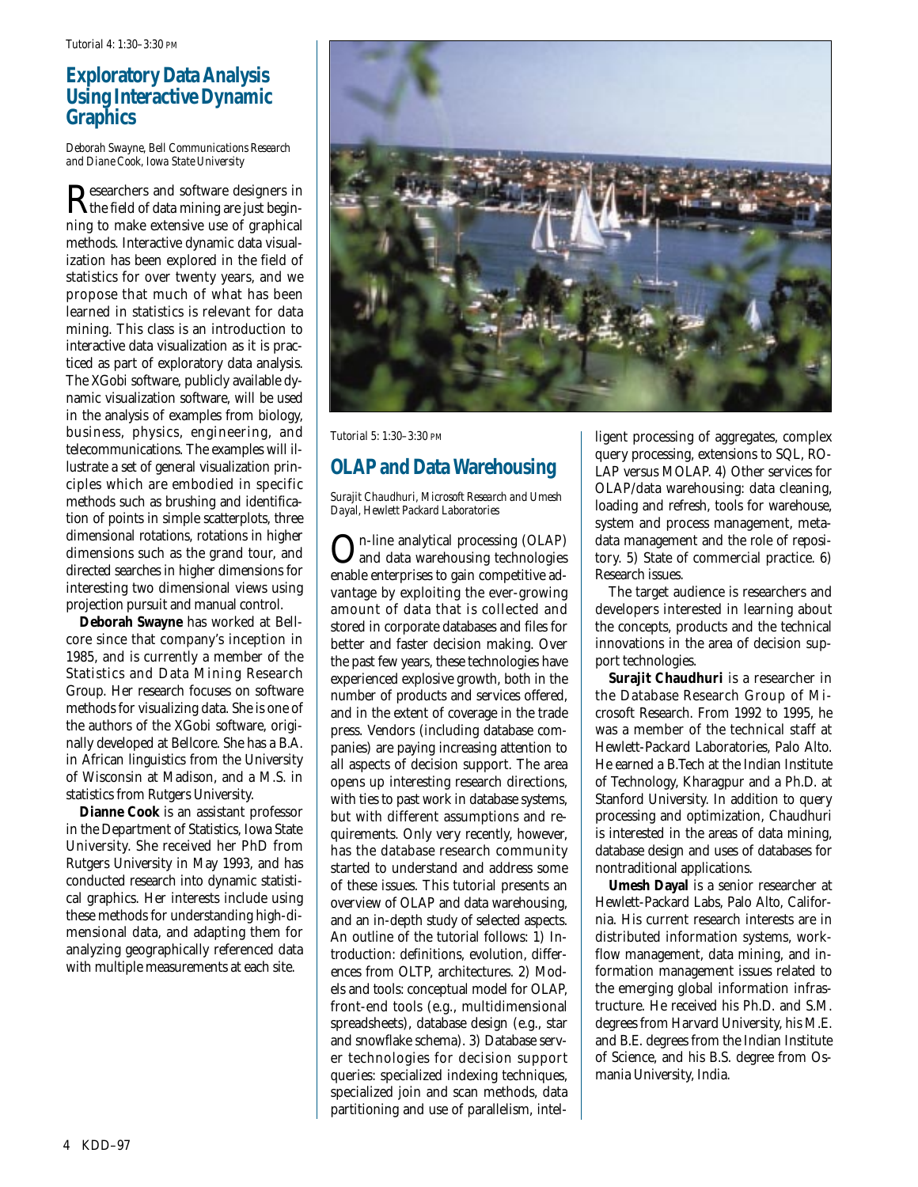Tutorial 4: 1:30–3:30 PM

## Exploratory Data Analysis Using Interactive Dynamic Graphics

*Deborah Swayne, Bell Communications Research and Diane Cook, Iowa State University*

Researchers and software designers in the field of data mining are just beginning to make extensive use of graphical methods. Interactive dynamic data visualization has been explored in the field of statistics for over twenty years, and we propose that much of what has been learned in statistics is relevant for data mining. This class is an introduction to interactive data visualization as it is practiced as part of exploratory data analysis. The XGobi software, publicly available dynamic visualization software, will be used in the analysis of examples from biology, business, physics, engineering, and telecommunications. The examples will illustrate a set of general visualization principles which are embodied in specific methods such as brushing and identification of points in simple scatterplots, three dimensional rotations, rotations in higher dimensions such as the grand tour, and directed searches in higher dimensions for interesting two dimensional views using projection pursuit and manual control.

**Deborah Swayne** has worked at Bellcore since that company's inception in 1985, and is currently a member of the Statistics and Data Mining Research Group. Her research focuses on software methods for visualizing data. She is one of the authors of the XGobi software, originally developed at Bellcore. She has a B.A. in African linguistics from the University of Wisconsin at Madison, and a M.S. in statistics from Rutgers University.

**Dianne Cook** is an assistant professor in the Department of Statistics, Iowa State University. She received her PhD from Rutgers University in May 1993, and has conducted research into dynamic statistical graphics. Her interests include using these methods for understanding high-dimensional data, and adapting them for analyzing geographically referenced data with multiple measurements at each site.

Tutorial 5: 1:30–3:30 PM

## OLAP and Data Warehousing

*Surajit Chaudhuri, Microsoft Research and Umesh Dayal, Hewlett Packard Laboratories*

On-line analytical processing (OLAP) and data warehousing technologies enable enterprises to gain competitive advantage by exploiting the ever-growing amount of data that is collected and stored in corporate databases and files for better and faster decision making. Over the past few years, these technologies have experienced explosive growth, both in the number of products and services offered, and in the extent of coverage in the trade press. Vendors (including database companies) are paying increasing attention to all aspects of decision support. The area opens up interesting research directions, with ties to past work in database systems, but with different assumptions and requirements. Only very recently, however, has the database research community started to understand and address some of these issues. This tutorial presents an overview of OLAP and data warehousing, and an in-depth study of selected aspects. An outline of the tutorial follows: 1) Introduction: definitions, evolution, differences from OLTP, architectures. 2) Models and tools: conceptual model for OLAP, front-end tools (e.g., multidimensional spreadsheets), database design (e.g., star and snowflake schema). 3) Database server technologies for decision support queries: specialized indexing techniques, specialized join and scan methods, data partitioning and use of parallelism, intelligent processing of aggregates, complex query processing, extensions to SQL, ROLAP versus MOLAP. 4) Other services for OLAP/data warehousing: data cleaning, loading and refresh, tools for warehouse, system and process management, metadata management and the role of repository. 5) State of commercial practice. 6) Research issues.

The target audience is researchers and developers interested in learning about the concepts, products and the technical innovations in the area of decision support technologies.

**Surajit Chaudhuri** is a researcher in the Database Research Group of Microsoft Research. From 1992 to 1995, he was a member of the technical staff at Hewlett-Packard Laboratories, Palo Alto. He earned a B.Tech at the Indian Institute of Technology, Kharagpur and a Ph.D. at Stanford University. In addition to query processing and optimization, Chaudhuri is interested in the areas of data mining, database design and uses of databases for nontraditional applications.

**Umesh Dayal** is a senior researcher at Hewlett-Packard Labs, Palo Alto, California. His current research interests are in distributed information systems, workflow management, data mining, and information management issues related to the emerging global information infrastructure. He received his Ph.D. and S.M. degrees from Harvard University, his M.E. and B.E. degrees from the Indian Institute of Science, and his B.S. degree from Osmania University, India.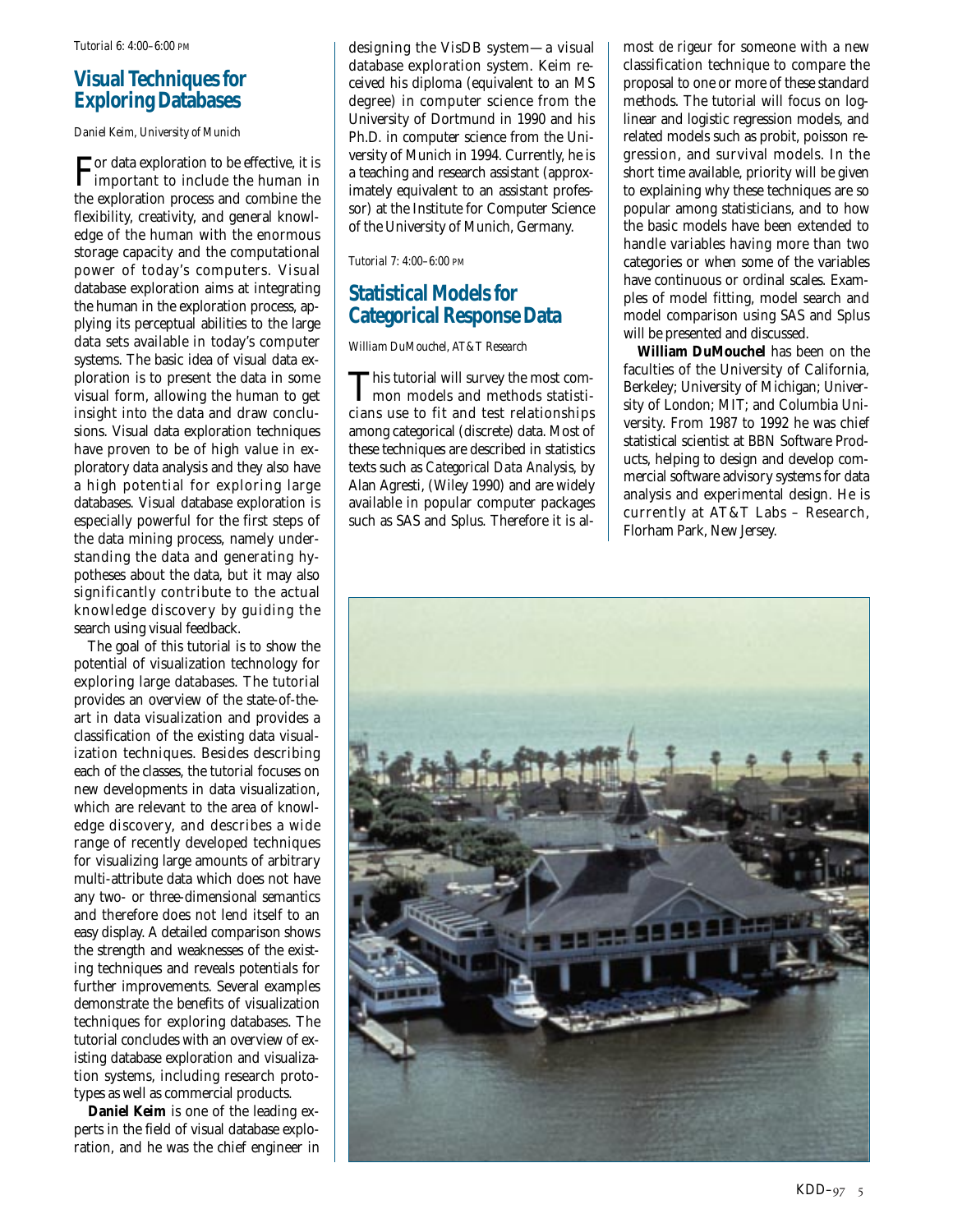Tutorial 6: 4:00–6:00 PM

## Visual Techniques for Exploring Databases

*Daniel Keim, University of Munich*

For data exploration to be effective, it is important to include the human in the exploration process and combine the flexibility, creativity, and general knowledge of the human with the enormous storage capacity and the computational power of today's computers. Visual database exploration aims at integrating the human in the exploration process, applying its perceptual abilities to the large data sets available in today's computer systems. The basic idea of visual data exploration is to present the data in some visual form, allowing the human to get insight into the data and draw conclusions. Visual data exploration techniques have proven to be of high value in exploratory data analysis and they also have a high potential for exploring large databases. Visual database exploration is especially powerful for the first steps of the data mining process, namely understanding the data and generating hypotheses about the data, but it may also significantly contribute to the actual knowledge discovery by guiding the search using visual feedback.

The goal of this tutorial is to show the potential of visualization technology for exploring large databases. The tutorial provides an overview of the state-of-the-art in data visualization and provides a classification of the existing data visualization techniques. Besides describing each of the classes, the tutorial focuses on new developments in data visualization, which are relevant to the area of knowledge discovery, and describes a wide range of recently developed techniques for visualizing large amounts of arbitrary multi-attribute data which does not have any two- or three-dimensional semantics and therefore does not lend itself to an easy display. A detailed comparison shows the strength and weaknesses of the existing techniques and reveals potentials for further improvements. Several examples demonstrate the benefits of visualization techniques for exploring databases. The tutorial concludes with an overview of existing database exploration and visualization systems, including research prototypes as well as commercial products.

**Daniel Keim** is one of the leading experts in the field of visual database exploration, and he was the chief engineer in designing the VisDB system—a visual database exploration system. Keim received his diploma (equivalent to an MS degree) in computer science from the University of Dortmund in 1990 and his Ph.D. in computer science from the University of Munich in 1994. Currently, he is a teaching and research assistant (approximately equivalent to an assistant professor) at the Institute for Computer Science of the University of Munich, Germany.

Tutorial 7: 4:00–6:00 PM

## Statistical Models for Categorical Response Data

*William DuMouchel, AT&T Research*

This tutorial will survey the most common models and methods statisticians use to fit and test relationships among categorical (discrete) data. Most of these techniques are described in statistics texts such as *Categorical Data Analysis*, by Alan Agresti, (Wiley 1990) and are widely available in popular computer packages such as SAS and Splus. Therefore it is almost de rigeur for someone with a new classification technique to compare the proposal to one or more of these standard methods. The tutorial will focus on log-linear and logistic regression models, and related models such as probit, poisson regression, and survival models. In the short time available, priority will be given to explaining why these techniques are so popular among statisticians, and to how the basic models have been extended to handle variables having more than two categories or when some of the variables have continuous or ordinal scales. Examples of model fitting, model search and model comparison using SAS and Splus will be presented and discussed.

**William DuMouchel** has been on the faculties of the University of California, Berkeley; University of Michigan; University of London; MIT; and Columbia University. From 1987 to 1992 he was chief statistical scientist at BBN Software Products, helping to design and develop commercial software advisory systems for data analysis and experimental design. He is currently at AT&T Labs – Research, Florham Park, New Jersey.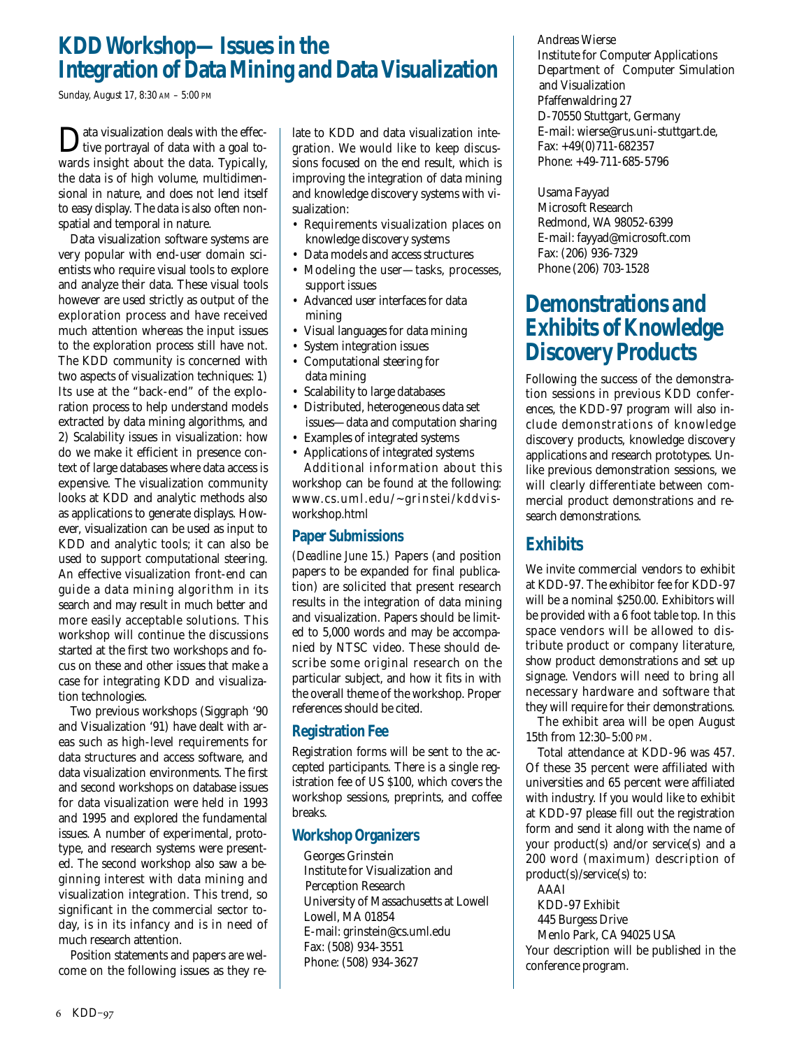# KDD Workshop—Issues in the Integration of Data Mining and Data Visualization

Sunday, August 17, 8:30 AM – 5:00 PM

Data visualization deals with the effective portrayal of data with a goal towards insight about the data. Typically, the data is of high volume, multidimensional in nature, and does not lend itself to easy display. The data is also often nonspatial and temporal in nature.

Data visualization software systems are very popular with end-user domain scientists who require visual tools to explore and analyze their data. These visual tools however are used strictly as output of the exploration process and have received much attention whereas the input issues to the exploration process still have not. The KDD community is concerned with two aspects of visualization techniques: 1) Its use at the "back-end" of the exploration process to help understand models extracted by data mining algorithms, and 2) Scalability issues in visualization: how do we make it efficient in presence context of large databases where data access is expensive. The visualization community looks at KDD and analytic methods also as applications to generate displays. However, visualization can be used as input to KDD and analytic tools; it can also be used to support computational steering. An effective visualization front-end can guide a data mining algorithm in its search and may result in much better and more easily acceptable solutions. This workshop will continue the discussions started at the first two workshops and focus on these and other issues that make a case for integrating KDD and visualization technologies.

Two previous workshops (Siggraph '90 and Visualization '91) have dealt with areas such as high-level requirements for data structures and access software, and data visualization environments. The first and second workshops on database issues for data visualization were held in 1993 and 1995 and explored the fundamental issues. A number of experimental, prototype, and research systems were presented. The second workshop also saw a beginning interest with data mining and visualization integration. This trend, so significant in the commercial sector today, is in its infancy and is in need of much research attention.

Position statements and papers are welcome on the following issues as they relate to KDD and data visualization integration. We would like to keep discussions focused on the end result, which is improving the integration of data mining and knowledge discovery systems with visualization:

- Requirements visualization places on knowledge discovery systems
- Data models and access structures
- Modeling the user—tasks, processes, support issues
- Advanced user interfaces for data mining
- Visual languages for data mining
- System integration issues
- Computational steering for data mining
- Scalability to large databases
- Distributed, heterogeneous data set issues—data and computation sharing
- Examples of integrated systems
- Applications of integrated systems

Additional information about this workshop can be found at the following: www.cs.uml.edu/~grinstei/kddvisworkshop.html

## Paper Submissions

(*Deadline June 15.*) Papers (and position papers to be expanded for final publication) are solicited that present research results in the integration of data mining and visualization. Papers should be limited to 5,000 words and may be accompanied by NTSC video. These should describe some original research on the particular subject, and how it fits in with the overall theme of the workshop. Proper references should be cited.

## Registration Fee

Registration forms will be sent to the accepted participants. There is a single registration fee of US $100, which covers the workshop sessions, preprints, and coffee breaks.

## Workshop Organizers

Georges Grinstein
Institute for Visualization and Perception Research
University of Massachusetts at Lowell
Lowell, MA 01854
E-mail: grinstein@cs.uml.edu
Fax: (508) 934-3551
Phone: (508) 934-3627

Andreas Wierse
Institute for Computer Applications
Department of Computer Simulation and Visualization
Pfaffenwaldring 27
D-70550 Stuttgart, Germany
E-mail: wierse@rus.uni-stuttgart.de,
Fax: +49(0)711-682357
Phone: +49-711-685-5796

Usama Fayyad
Microsoft Research
Redmond, WA 98052-6399
E-mail: fayyad@microsoft.com
Fax: (206) 936-7329
Phone (206) 703-1528

# Demonstrations and Exhibits of Knowledge Discovery Products

Following the success of the demonstration sessions in previous KDD conferences, the KDD-97 program will also include demonstrations of knowledge discovery products, knowledge discovery applications and research prototypes. Unlike previous demonstration sessions, we will clearly differentiate between commercial product demonstrations and research demonstrations.

## Exhibits

We invite commercial vendors to exhibit at KDD-97. The exhibitor fee for KDD-97 will be a nominal $250.00. Exhibitors will be provided with a 6 foot table top. In this space vendors will be allowed to distribute product or company literature, show product demonstrations and set up signage. Vendors will need to bring all necessary hardware and software that they will require for their demonstrations.

The exhibit area will be open August 15th from 12:30–5:00 PM.

Total attendance at KDD-96 was 457. Of these 35 percent were affiliated with universities and 65 percent were affiliated with industry. If you would like to exhibit at KDD-97 please fill out the registration form and send it along with the name of your product(s) and/or service(s) and a 200 word (maximum) description of product(s)/service(s) to:

AAAI
KDD-97 Exhibit
445 Burgess Drive
Menlo Park, CA 94025 USA

Your description will be published in the conference program.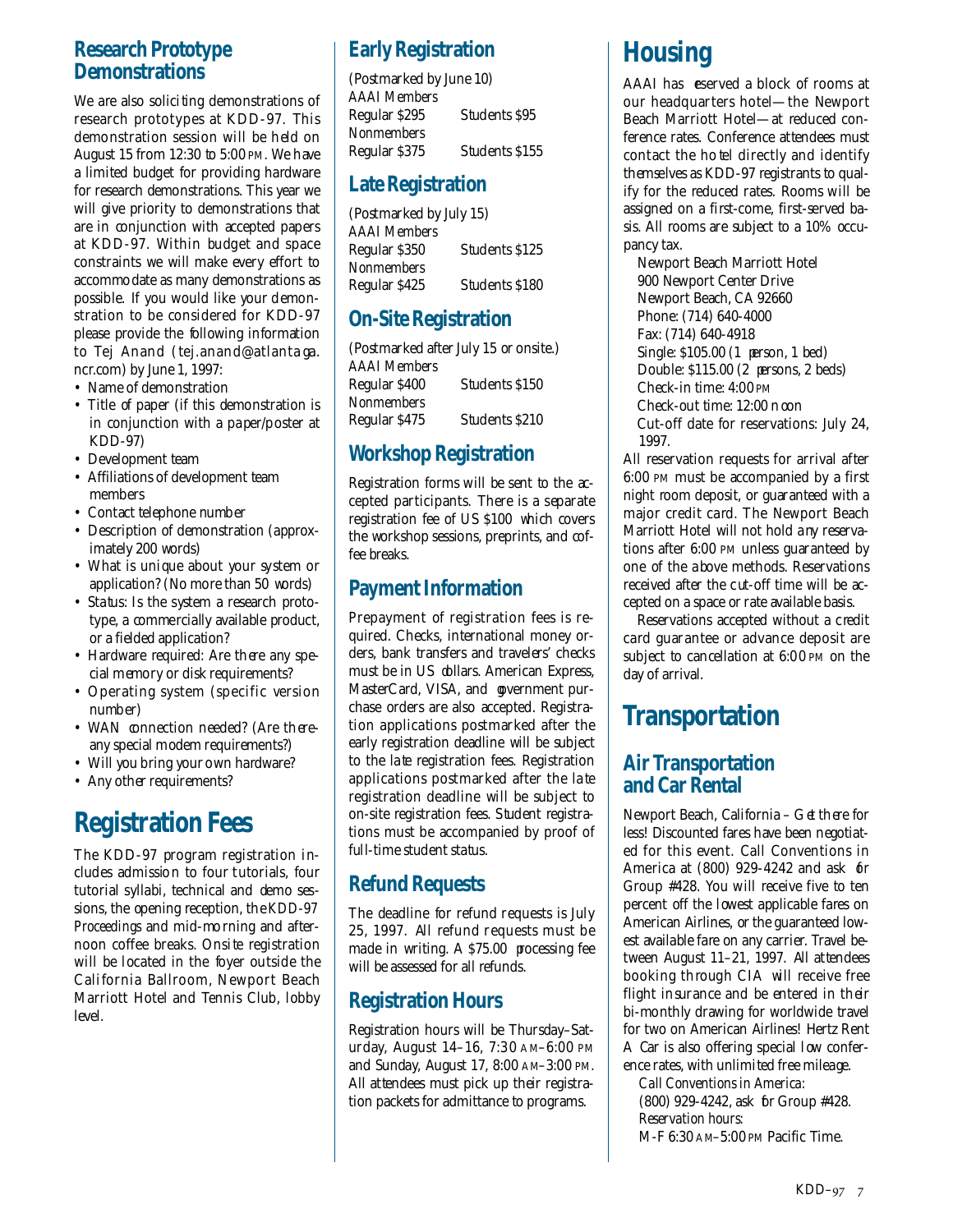## Research Prototype Demonstrations

We are also soliciting demonstrations of research prototypes at KDD-97. This demonstration session will be held on August 15 from 12:30 to 5:00 PM. We have a limited budget for providing hardware for research demonstrations. This year we will give priority to demonstrations that are in conjunction with accepted papers at KDD-97. Within budget and space constraints we will make every effort to accommodate as many demonstrations as possible. If you would like your demonstration to be considered for KDD-97 please provide the following information to Tej Anand (tej.anand@atlantaga.ncr.com) by June 1, 1997:

- Name of demonstration
- Title of paper (if this demonstration is in conjunction with a paper/poster at KDD-97)
- Development team
- Affiliations of development team members
- Contact telephone number
- Description of demonstration (approximately 200 words)
- What is unique about your system or application? (No more than 50 words)
- Status: Is the system a research prototype, a commercially available product, or a fielded application?
- Hardware required: Are there any special memory or disk requirements?
- Operating system (specific version number)
- WAN connection needed? (Are there any special modem requirements?)
- Will you bring your own hardware?
- Any other requirements?

# Registration Fees

The KDD-97 program registration includes admission to four tutorials, four tutorial syllabi, technical and demo sessions, the opening reception, the *KDD-97 Proceedings* and mid-morning and afternoon coffee breaks. Onsite registration will be located in the foyer outside the California Ballroom, Newport Beach Marriott Hotel and Tennis Club, lobby level.

## Early Registration

(Postmarked by June 10)

AAAI Members

| Regular $295 | Students $95 |
|---|---|

Nonmembers

| Regular $375 | Students $155 |
|---|---|

## Late Registration

(Postmarked by July 15)

AAAI Members

| Regular $350 | Students $125 |
|---|---|

Nonmembers

| Regular $425 | Students $180 |
|---|---|

## On-Site Registration

(Postmarked after July 15 or onsite.)

AAAI Members

| Regular $400 | Students $150 |
|---|---|

Nonmembers

| Regular $475 | Students $210 |
|---|---|

## Workshop Registration

Registration forms will be sent to the accepted participants. There is a separate registration fee of US $100 which covers the workshop sessions, preprints, and coffee breaks.

## Payment Information

Prepayment of registration fees is required. Checks, international money orders, bank transfers and travelers' checks must be in US dollars. American Express, MasterCard, VISA, and government purchase orders are also accepted. Registration applications postmarked after the early registration deadline will be subject to the late registration fees. Registration applications postmarked after the late registration deadline will be subject to on-site registration fees. Student registrations must be accompanied by proof of full-time student status.

## Refund Requests

The deadline for refund requests is July 25, 1997. All refund requests must be made in writing. A $75.00 processing fee will be assessed for all refunds.

## Registration Hours

Registration hours will be Thursday–Saturday, August 14–16, 7:30 AM–6:00 PM and Sunday, August 17, 8:00 AM–3:00 PM. All attendees must pick up their registration packets for admittance to programs.

# Housing

AAAI has reserved a block of rooms at our headquarters hotel—the Newport Beach Marriott Hotel—at reduced conference rates. Conference attendees must contact the hotel directly and identify themselves as KDD-97 registrants to qualify for the reduced rates. Rooms will be assigned on a first-come, first-served basis. All rooms are subject to a 10% occupancy tax.

Newport Beach Marriott Hotel
900 Newport Center Drive
Newport Beach, CA 92660
Phone: (714) 640-4000
Fax: (714) 640-4918
Single: $105.00 (1 person, 1 bed)
Double: $115.00 (2 persons, 2 beds)
Check-in time: 4:00 PM
Check-out time: 12:00 noon
Cut-off date for reservations: July 24, 1997.

All reservation requests for arrival after 6:00 PM must be accompanied by a first night room deposit, or guaranteed with a major credit card. The Newport Beach Marriott Hotel will not hold any reservations after 6:00 PM unless guaranteed by one of the above methods. Reservations received after the cut-off time will be accepted on a space or rate available basis.

Reservations accepted without a credit card guarantee or advance deposit are subject to cancellation at 6:00 PM on the day of arrival.

# Transportation

## Air Transportation and Car Rental

Newport Beach, California – Get there for less! Discounted fares have been negotiated for this event. Call Conventions in America at (800) 929-4242 and ask for Group #428. You will receive five to ten percent off the lowest applicable fares on American Airlines, or the guaranteed lowest available fare on any carrier. Travel between August 11–21, 1997. All attendees booking through CIA will receive free flight insurance and be entered in their bi-monthly drawing for worldwide travel for two on American Airlines! Hertz Rent A Car is also offering special low conference rates, with unlimited free mileage.

Call Conventions in America:
(800) 929-4242, ask for Group #428.
Reservation hours:
M-F 6:30 AM–5:00 PM Pacific Time.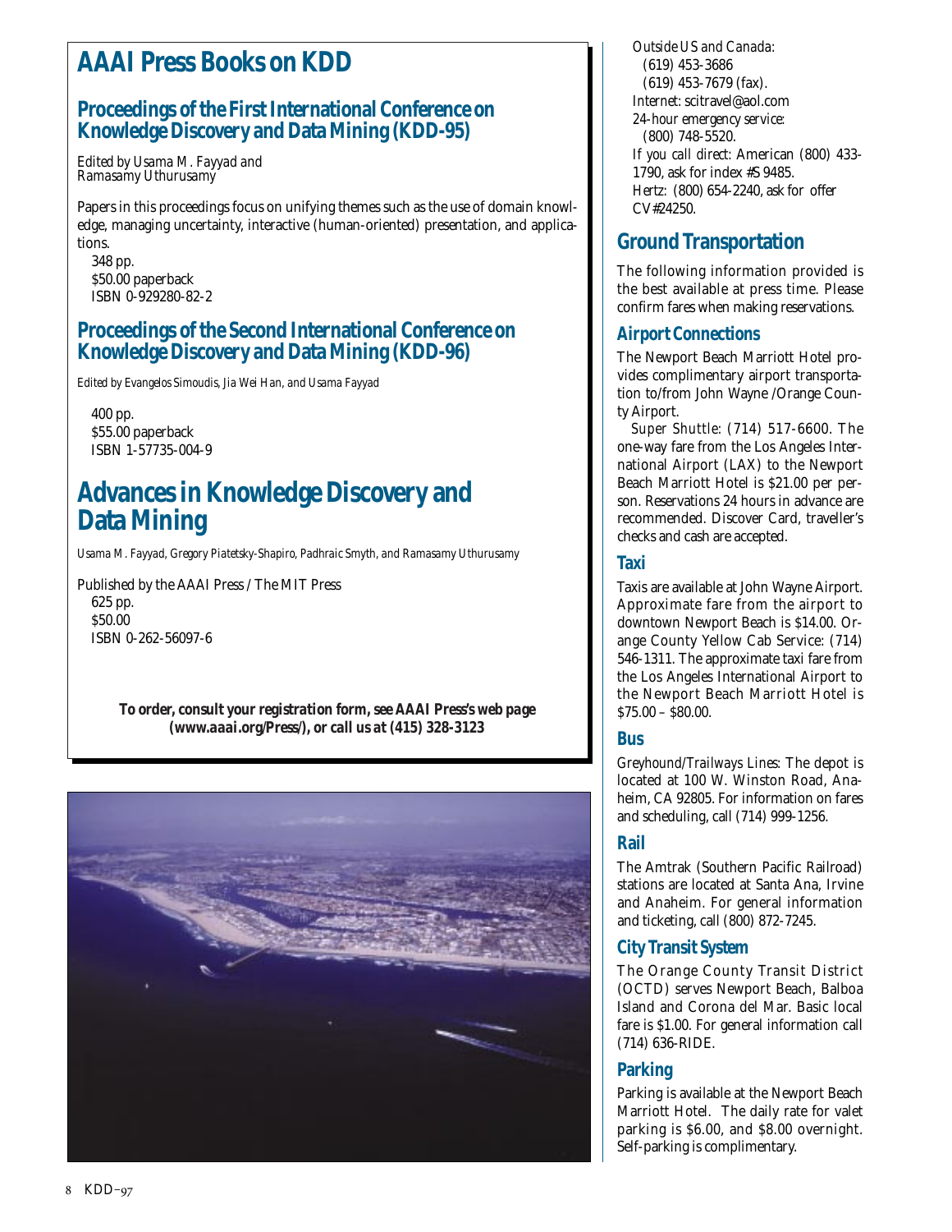# AAAI Press Books on KDD

## Proceedings of the First International Conference on Knowledge Discovery and Data Mining (KDD-95)

*Edited by Usama M. Fayyad and Ramasamy Uthurusamy*

Papers in this proceedings focus on unifying themes such as the use of domain knowledge, managing uncertainty, interactive (human-oriented) presentation, and applications.

348 pp.
$50.00 paperback
ISBN 0-929280-82-2

## Proceedings of the Second International Conference on Knowledge Discovery and Data Mining (KDD-96)

*Edited by Evangelos Simoudis, Jia Wei Han, and Usama Fayyad*

400 pp.
$55.00 paperback
ISBN 1-57735-004-9

# Advances in Knowledge Discovery and Data Mining

*Usama M. Fayyad, Gregory Piatetsky-Shapiro, Padhraic Smyth, and Ramasamy Uthurusamy*

Published by the AAAI Press / The MIT Press
625 pp.
$50.00
ISBN 0-262-56097-6

***To order, consult your registration form, see AAAI Press's web page (www.aaai.org/Press/), or call us at (415) 328-3123***

*Outside US and Canada:*
(619) 453-3686
(619) 453-7679 (fax).
*Internet:* scitravel@aol.com
*24-hour emergency service:*
(800) 748-5520.
*If you call direct:* American (800) 433-1790, ask for index #S 9485.
*Hertz:* (800) 654-2240, ask for offer CV#24250.

## Ground Transportation

The following information provided is the best available at press time. Please confirm fares when making reservations.

### Airport Connections

The Newport Beach Marriott Hotel provides complimentary airport transportation to/from John Wayne /Orange County Airport.

*Super Shuttle:* (714) 517-6600. The one-way fare from the Los Angeles International Airport (LAX) to the Newport Beach Marriott Hotel is $21.00 per person. Reservations 24 hours in advance are recommended. Discover Card, traveller's checks and cash are accepted.

### Taxi

Taxis are available at John Wayne Airport. Approximate fare from the airport to downtown Newport Beach is $14.00. Orange County Yellow Cab Service: (714) 546-1311. The approximate taxi fare from the Los Angeles International Airport to the Newport Beach Marriott Hotel is $75.00 – $80.00.

### Bus

*Greyhound/Trailways Lines:* The depot is located at 100 W. Winston Road, Anaheim, CA 92805. For information on fares and scheduling, call (714) 999-1256.

### Rail

The Amtrak (Southern Pacific Railroad) stations are located at Santa Ana, Irvine and Anaheim. For general information and ticketing, call (800) 872-7245.

### City Transit System

The Orange County Transit District (OCTD) serves Newport Beach, Balboa Island and Corona del Mar. Basic local fare is $1.00. For general information call (714) 636-RIDE.

### Parking

Parking is available at the Newport Beach Marriott Hotel. The daily rate for valet parking is $6.00, and $8.00 overnight. Self-parking is complimentary.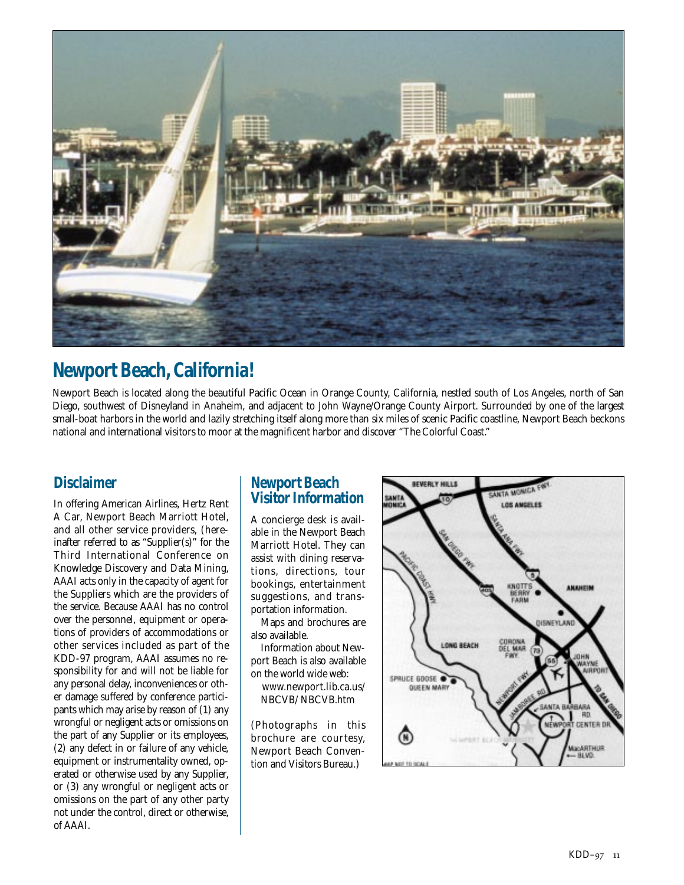## Newport Beach, California!

Newport Beach is located along the beautiful Pacific Ocean in Orange County, California, nestled south of Los Angeles, north of San Diego, southwest of Disneyland in Anaheim, and adjacent to John Wayne/Orange County Airport. Surrounded by one of the largest small-boat harbors in the world and lazily stretching itself along more than six miles of scenic Pacific coastline, Newport Beach beckons national and international visitors to moor at the magnificent harbor and discover "The Colorful Coast."

### Disclaimer

In offering American Airlines, Hertz Rent A Car, Newport Beach Marriott Hotel, and all other service providers, (hereinafter referred to as "Supplier(s)" for the Third International Conference on Knowledge Discovery and Data Mining, AAAI acts only in the capacity of agent for the Suppliers which are the providers of the service. Because AAAI has no control over the personnel, equipment or operations of providers of accommodations or other services included as part of the KDD-97 program, AAAI assumes no responsibility for and will not be liable for any personal delay, inconveniences or other damage suffered by conference participants which may arise by reason of (1) any wrongful or negligent acts or omissions on the part of any Supplier or its employees, (2) any defect in or failure of any vehicle, equipment or instrumentality owned, operated or otherwise used by any Supplier, or (3) any wrongful or negligent acts or omissions on the part of any other party not under the control, direct or otherwise, of AAAI.

### Newport Beach Visitor Information

A concierge desk is available in the Newport Beach Marriott Hotel. They can assist with dining reservations, directions, tour bookings, entertainment suggestions, and transportation information.

Maps and brochures are also available.

Information about Newport Beach is also available on the world wide web:
www.newport.lib.ca.us/NBCVB/NBCVB.htm

(Photographs in this brochure are courtesy, Newport Beach Convention and Visitors Bureau.)